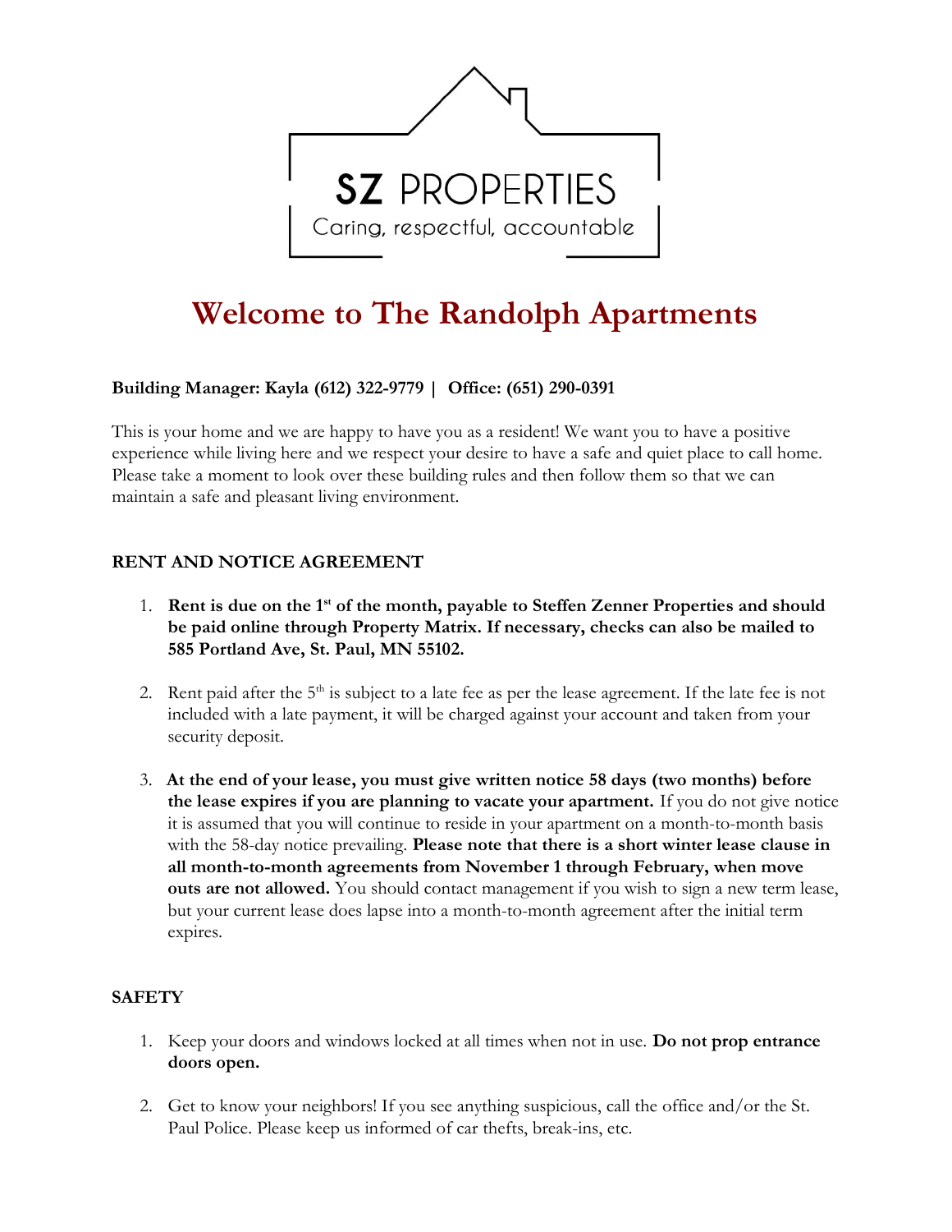SZ PROPERTIES

Caring, respectful, accountable

# Welcome to The Randolph Apartments

**Building Manager: Kayla (612) 322-9779 | Office: (651) 290-0391**

This is your home and we are happy to have you as a resident! We want you to have a positive experience while living here and we respect your desire to have a safe and quiet place to call home. Please take a moment to look over these building rules and then follow them so that we can maintain a safe and pleasant living environment.

## RENT AND NOTICE AGREEMENT

1. **Rent is due on the 1st of the month, payable to Steffen Zenner Properties and should be paid online through Property Matrix. If necessary, checks can also be mailed to 585 Portland Ave, St. Paul, MN 55102.**

2. Rent paid after the 5th is subject to a late fee as per the lease agreement. If the late fee is not included with a late payment, it will be charged against your account and taken from your security deposit.

3. **At the end of your lease, you must give written notice 58 days (two months) before the lease expires if you are planning to vacate your apartment.** If you do not give notice it is assumed that you will continue to reside in your apartment on a month-to-month basis with the 58-day notice prevailing. **Please note that there is a short winter lease clause in all month-to-month agreements from November 1 through February, when move outs are not allowed.** You should contact management if you wish to sign a new term lease, but your current lease does lapse into a month-to-month agreement after the initial term expires.

## SAFETY

1. Keep your doors and windows locked at all times when not in use. **Do not prop entrance doors open.**

2. Get to know your neighbors! If you see anything suspicious, call the office and/or the St. Paul Police. Please keep us informed of car thefts, break-ins, etc.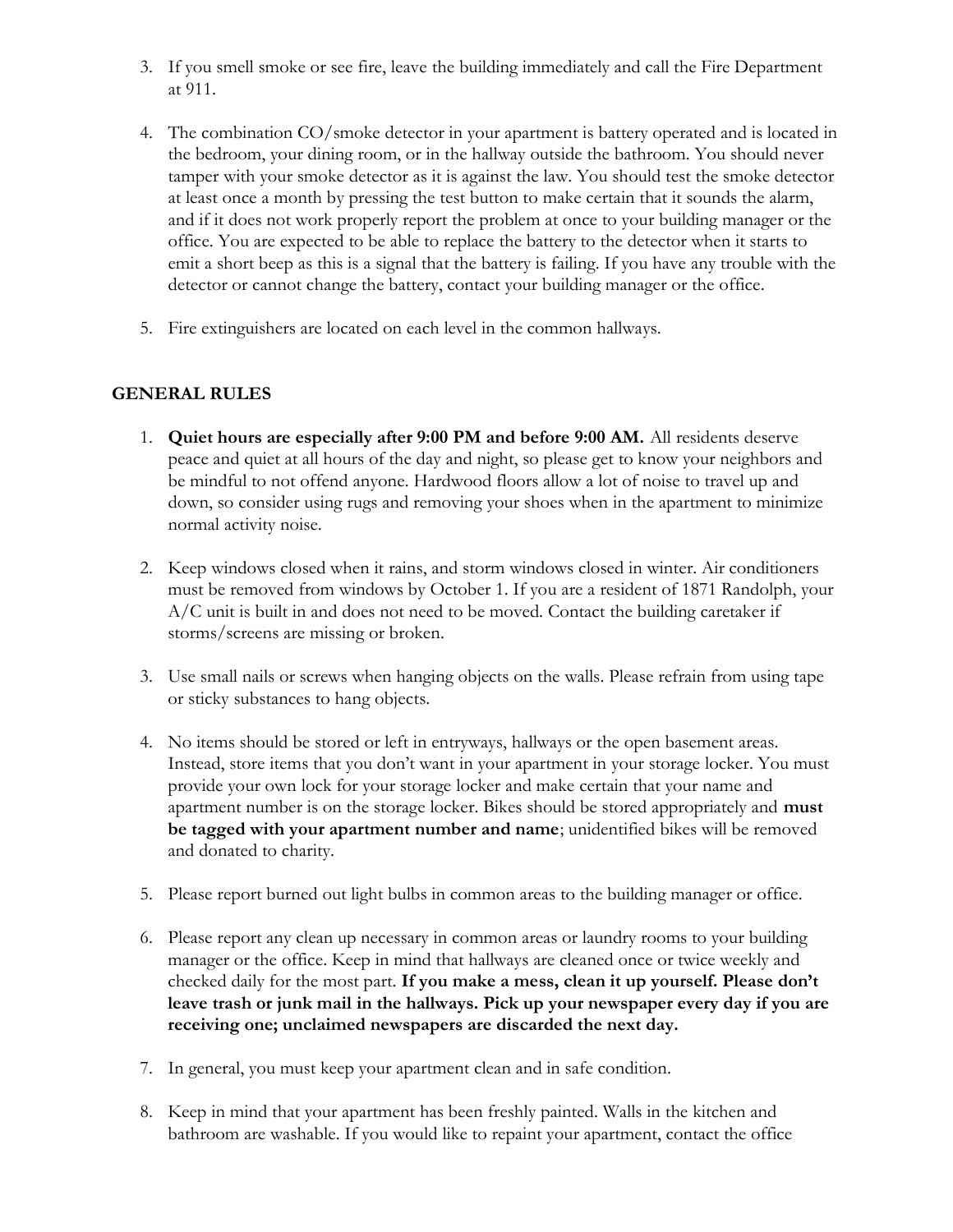3. If you smell smoke or see fire, leave the building immediately and call the Fire Department at 911.

4. The combination CO/smoke detector in your apartment is battery operated and is located in the bedroom, your dining room, or in the hallway outside the bathroom. You should never tamper with your smoke detector as it is against the law. You should test the smoke detector at least once a month by pressing the test button to make certain that it sounds the alarm, and if it does not work properly report the problem at once to your building manager or the office. You are expected to be able to replace the battery to the detector when it starts to emit a short beep as this is a signal that the battery is failing. If you have any trouble with the detector or cannot change the battery, contact your building manager or the office.

5. Fire extinguishers are located on each level in the common hallways.

## GENERAL RULES

1. **Quiet hours are especially after 9:00 PM and before 9:00 AM.** All residents deserve peace and quiet at all hours of the day and night, so please get to know your neighbors and be mindful to not offend anyone. Hardwood floors allow a lot of noise to travel up and down, so consider using rugs and removing your shoes when in the apartment to minimize normal activity noise.

2. Keep windows closed when it rains, and storm windows closed in winter. Air conditioners must be removed from windows by October 1. If you are a resident of 1871 Randolph, your A/C unit is built in and does not need to be moved. Contact the building caretaker if storms/screens are missing or broken.

3. Use small nails or screws when hanging objects on the walls. Please refrain from using tape or sticky substances to hang objects.

4. No items should be stored or left in entryways, hallways or the open basement areas. Instead, store items that you don't want in your apartment in your storage locker. You must provide your own lock for your storage locker and make certain that your name and apartment number is on the storage locker. Bikes should be stored appropriately and **must be tagged with your apartment number and name**; unidentified bikes will be removed and donated to charity.

5. Please report burned out light bulbs in common areas to the building manager or office.

6. Please report any clean up necessary in common areas or laundry rooms to your building manager or the office. Keep in mind that hallways are cleaned once or twice weekly and checked daily for the most part. **If you make a mess, clean it up yourself. Please don't leave trash or junk mail in the hallways. Pick up your newspaper every day if you are receiving one; unclaimed newspapers are discarded the next day.**

7. In general, you must keep your apartment clean and in safe condition.

8. Keep in mind that your apartment has been freshly painted. Walls in the kitchen and bathroom are washable. If you would like to repaint your apartment, contact the office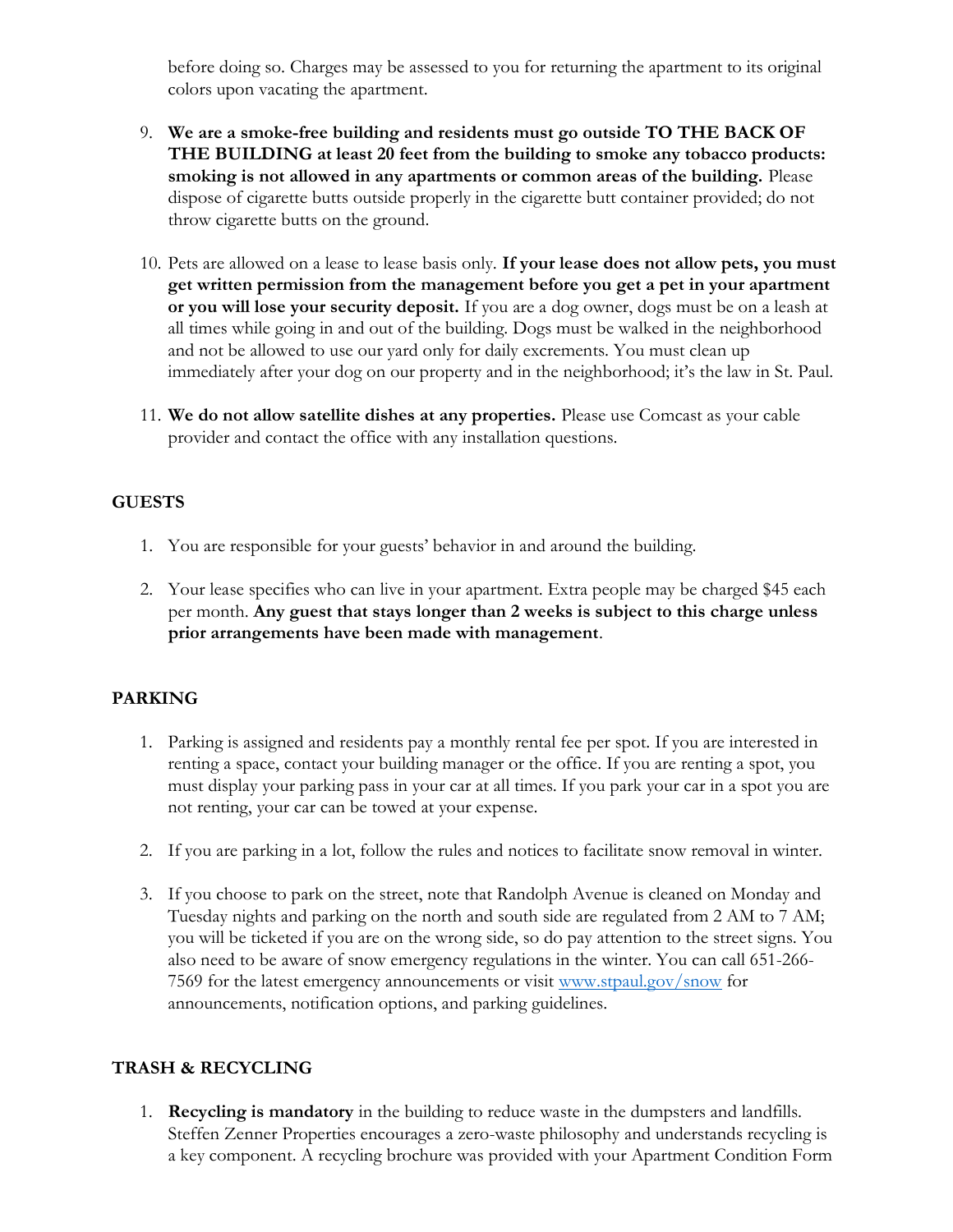before doing so. Charges may be assessed to you for returning the apartment to its original colors upon vacating the apartment.

9. **We are a smoke-free building and residents must go outside TO THE BACK OF THE BUILDING at least 20 feet from the building to smoke any tobacco products: smoking is not allowed in any apartments or common areas of the building.** Please dispose of cigarette butts outside properly in the cigarette butt container provided; do not throw cigarette butts on the ground.

10. Pets are allowed on a lease to lease basis only. **If your lease does not allow pets, you must get written permission from the management before you get a pet in your apartment or you will lose your security deposit.** If you are a dog owner, dogs must be on a leash at all times while going in and out of the building. Dogs must be walked in the neighborhood and not be allowed to use our yard only for daily excrements. You must clean up immediately after your dog on our property and in the neighborhood; it's the law in St. Paul.

11. **We do not allow satellite dishes at any properties.** Please use Comcast as your cable provider and contact the office with any installation questions.

## GUESTS

1. You are responsible for your guests' behavior in and around the building.

2. Your lease specifies who can live in your apartment. Extra people may be charged $45 each per month. **Any guest that stays longer than 2 weeks is subject to this charge unless prior arrangements have been made with management**.

## PARKING

1. Parking is assigned and residents pay a monthly rental fee per spot. If you are interested in renting a space, contact your building manager or the office. If you are renting a spot, you must display your parking pass in your car at all times. If you park your car in a spot you are not renting, your car can be towed at your expense.

2. If you are parking in a lot, follow the rules and notices to facilitate snow removal in winter.

3. If you choose to park on the street, note that Randolph Avenue is cleaned on Monday and Tuesday nights and parking on the north and south side are regulated from 2 AM to 7 AM; you will be ticketed if you are on the wrong side, so do pay attention to the street signs. You also need to be aware of snow emergency regulations in the winter. You can call 651-266-7569 for the latest emergency announcements or visit [www.stpaul.gov/snow](www.stpaul.gov/snow) for announcements, notification options, and parking guidelines.

## TRASH & RECYCLING

1. **Recycling is mandatory** in the building to reduce waste in the dumpsters and landfills. Steffen Zenner Properties encourages a zero-waste philosophy and understands recycling is a key component. A recycling brochure was provided with your Apartment Condition Form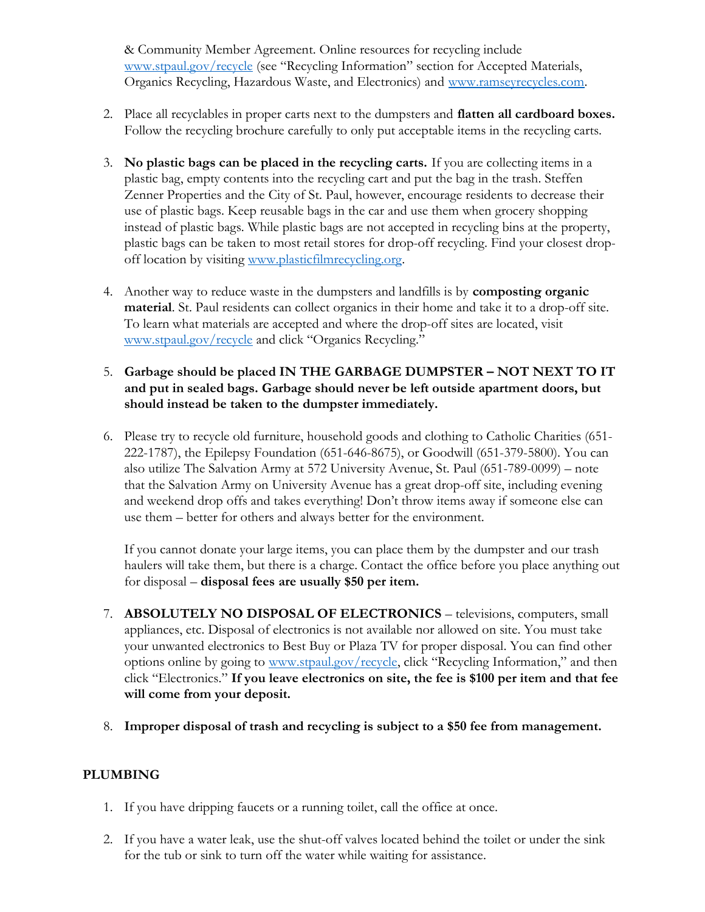& Community Member Agreement. Online resources for recycling include www.stpaul.gov/recycle (see "Recycling Information" section for Accepted Materials, Organics Recycling, Hazardous Waste, and Electronics) and www.ramseyrecycles.com.

2. Place all recyclables in proper carts next to the dumpsters and **flatten all cardboard boxes.** Follow the recycling brochure carefully to only put acceptable items in the recycling carts.

3. **No plastic bags can be placed in the recycling carts.** If you are collecting items in a plastic bag, empty contents into the recycling cart and put the bag in the trash. Steffen Zenner Properties and the City of St. Paul, however, encourage residents to decrease their use of plastic bags. Keep reusable bags in the car and use them when grocery shopping instead of plastic bags. While plastic bags are not accepted in recycling bins at the property, plastic bags can be taken to most retail stores for drop-off recycling. Find your closest drop-off location by visiting www.plasticfilmrecycling.org.

4. Another way to reduce waste in the dumpsters and landfills is by **composting organic material**. St. Paul residents can collect organics in their home and take it to a drop-off site. To learn what materials are accepted and where the drop-off sites are located, visit www.stpaul.gov/recycle and click "Organics Recycling."

5. **Garbage should be placed IN THE GARBAGE DUMPSTER – NOT NEXT TO IT and put in sealed bags. Garbage should never be left outside apartment doors, but should instead be taken to the dumpster immediately.**

6. Please try to recycle old furniture, household goods and clothing to Catholic Charities (651-222-1787), the Epilepsy Foundation (651-646-8675), or Goodwill (651-379-5800). You can also utilize The Salvation Army at 572 University Avenue, St. Paul (651-789-0099) – note that the Salvation Army on University Avenue has a great drop-off site, including evening and weekend drop offs and takes everything! Don't throw items away if someone else can use them – better for others and always better for the environment.

   If you cannot donate your large items, you can place them by the dumpster and our trash haulers will take them, but there is a charge. Contact the office before you place anything out for disposal – **disposal fees are usually $50 per item.**

7. **ABSOLUTELY NO DISPOSAL OF ELECTRONICS** – televisions, computers, small appliances, etc. Disposal of electronics is not available nor allowed on site. You must take your unwanted electronics to Best Buy or Plaza TV for proper disposal. You can find other options online by going to www.stpaul.gov/recycle, click "Recycling Information," and then click "Electronics." **If you leave electronics on site, the fee is $100 per item and that fee will come from your deposit.**

8. **Improper disposal of trash and recycling is subject to a $50 fee from management.**

## PLUMBING

1. If you have dripping faucets or a running toilet, call the office at once.

2. If you have a water leak, use the shut-off valves located behind the toilet or under the sink for the tub or sink to turn off the water while waiting for assistance.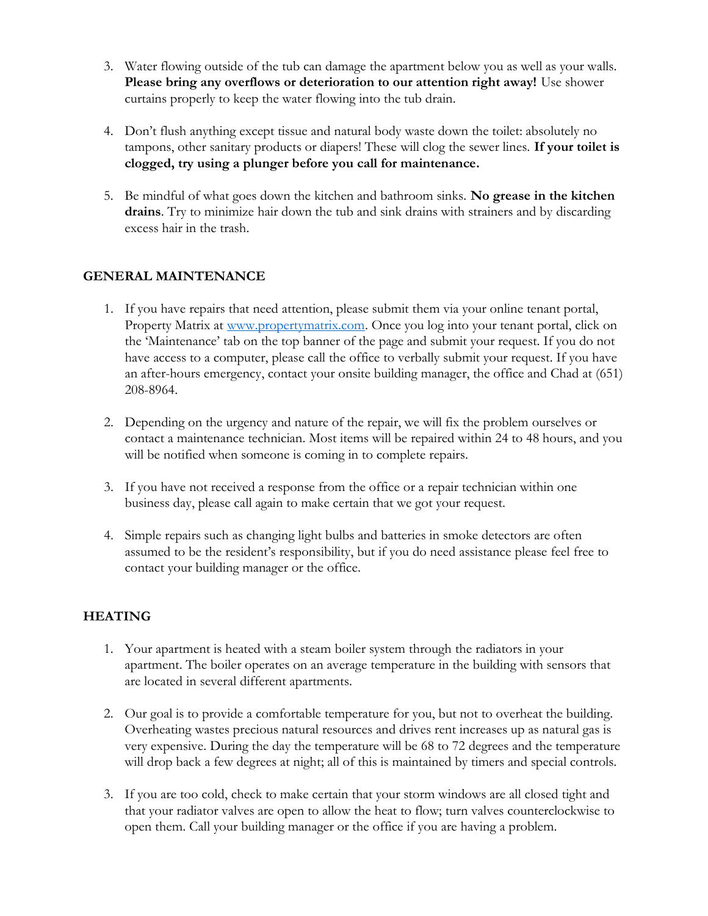3. Water flowing outside of the tub can damage the apartment below you as well as your walls. **Please bring any overflows or deterioration to our attention right away!** Use shower curtains properly to keep the water flowing into the tub drain.

4. Don't flush anything except tissue and natural body waste down the toilet: absolutely no tampons, other sanitary products or diapers! These will clog the sewer lines. **If your toilet is clogged, try using a plunger before you call for maintenance.**

5. Be mindful of what goes down the kitchen and bathroom sinks. **No grease in the kitchen drains**. Try to minimize hair down the tub and sink drains with strainers and by discarding excess hair in the trash.

## GENERAL MAINTENANCE

1. If you have repairs that need attention, please submit them via your online tenant portal, Property Matrix at [www.propertymatrix.com](http://www.propertymatrix.com). Once you log into your tenant portal, click on the 'Maintenance' tab on the top banner of the page and submit your request. If you do not have access to a computer, please call the office to verbally submit your request. If you have an after-hours emergency, contact your onsite building manager, the office and Chad at (651) 208-8964.

2. Depending on the urgency and nature of the repair, we will fix the problem ourselves or contact a maintenance technician. Most items will be repaired within 24 to 48 hours, and you will be notified when someone is coming in to complete repairs.

3. If you have not received a response from the office or a repair technician within one business day, please call again to make certain that we got your request.

4. Simple repairs such as changing light bulbs and batteries in smoke detectors are often assumed to be the resident's responsibility, but if you do need assistance please feel free to contact your building manager or the office.

## HEATING

1. Your apartment is heated with a steam boiler system through the radiators in your apartment. The boiler operates on an average temperature in the building with sensors that are located in several different apartments.

2. Our goal is to provide a comfortable temperature for you, but not to overheat the building. Overheating wastes precious natural resources and drives rent increases up as natural gas is very expensive. During the day the temperature will be 68 to 72 degrees and the temperature will drop back a few degrees at night; all of this is maintained by timers and special controls.

3. If you are too cold, check to make certain that your storm windows are all closed tight and that your radiator valves are open to allow the heat to flow; turn valves counterclockwise to open them. Call your building manager or the office if you are having a problem.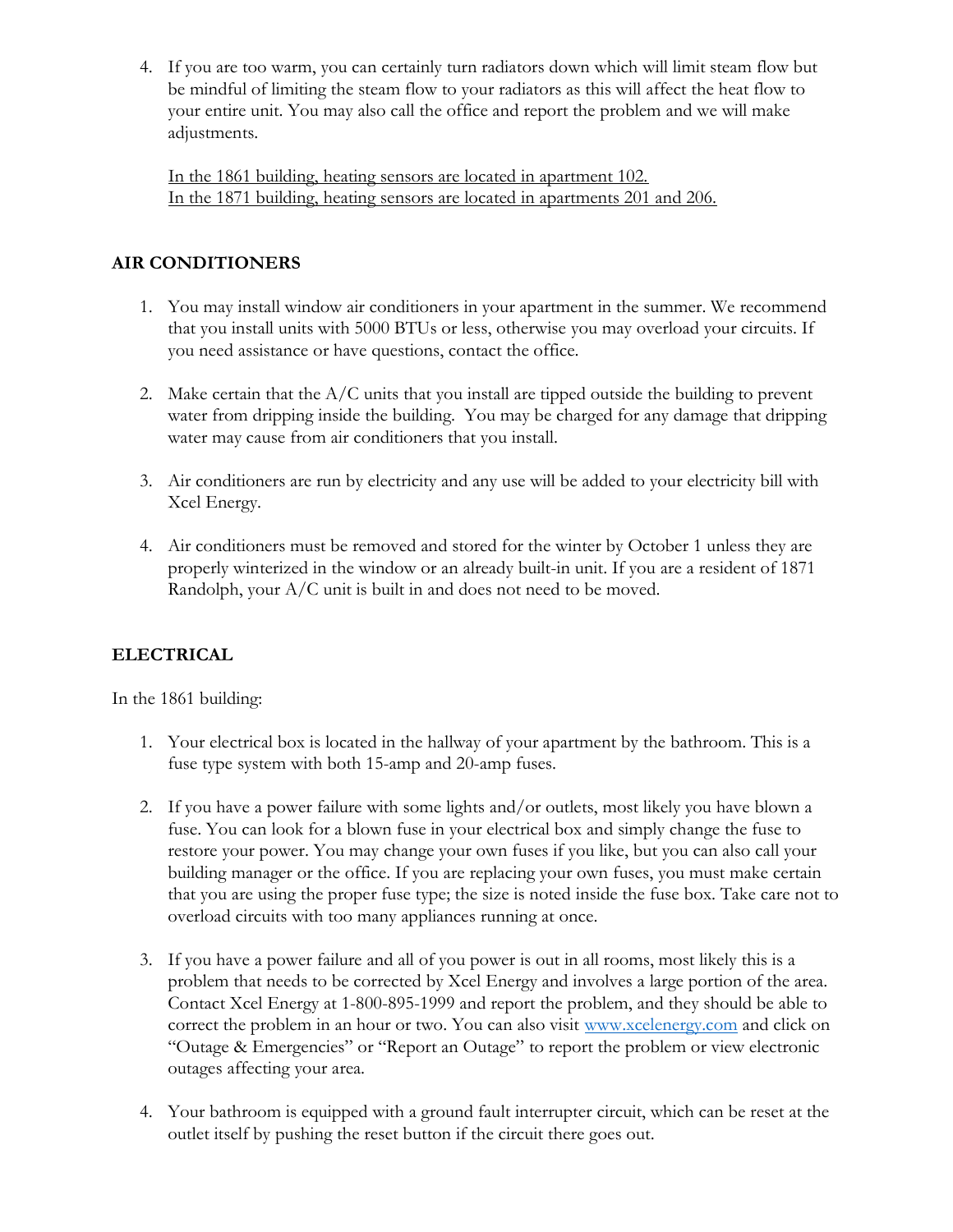4. If you are too warm, you can certainly turn radiators down which will limit steam flow but be mindful of limiting the steam flow to your radiators as this will affect the heat flow to your entire unit. You may also call the office and report the problem and we will make adjustments.

   <u>In the 1861 building, heating sensors are located in apartment 102.</u>
   <u>In the 1871 building, heating sensors are located in apartments 201 and 206.</u>

## AIR CONDITIONERS

1. You may install window air conditioners in your apartment in the summer. We recommend that you install units with 5000 BTUs or less, otherwise you may overload your circuits. If you need assistance or have questions, contact the office.

2. Make certain that the A/C units that you install are tipped outside the building to prevent water from dripping inside the building. You may be charged for any damage that dripping water may cause from air conditioners that you install.

3. Air conditioners are run by electricity and any use will be added to your electricity bill with Xcel Energy.

4. Air conditioners must be removed and stored for the winter by October 1 unless they are properly winterized in the window or an already built-in unit. If you are a resident of 1871 Randolph, your A/C unit is built in and does not need to be moved.

## ELECTRICAL

In the 1861 building:

1. Your electrical box is located in the hallway of your apartment by the bathroom. This is a fuse type system with both 15-amp and 20-amp fuses.

2. If you have a power failure with some lights and/or outlets, most likely you have blown a fuse. You can look for a blown fuse in your electrical box and simply change the fuse to restore your power. You may change your own fuses if you like, but you can also call your building manager or the office. If you are replacing your own fuses, you must make certain that you are using the proper fuse type; the size is noted inside the fuse box. Take care not to overload circuits with too many appliances running at once.

3. If you have a power failure and all of you power is out in all rooms, most likely this is a problem that needs to be corrected by Xcel Energy and involves a large portion of the area. Contact Xcel Energy at 1-800-895-1999 and report the problem, and they should be able to correct the problem in an hour or two. You can also visit [www.xcelenergy.com](www.xcelenergy.com) and click on "Outage & Emergencies" or "Report an Outage" to report the problem or view electronic outages affecting your area.

4. Your bathroom is equipped with a ground fault interrupter circuit, which can be reset at the outlet itself by pushing the reset button if the circuit there goes out.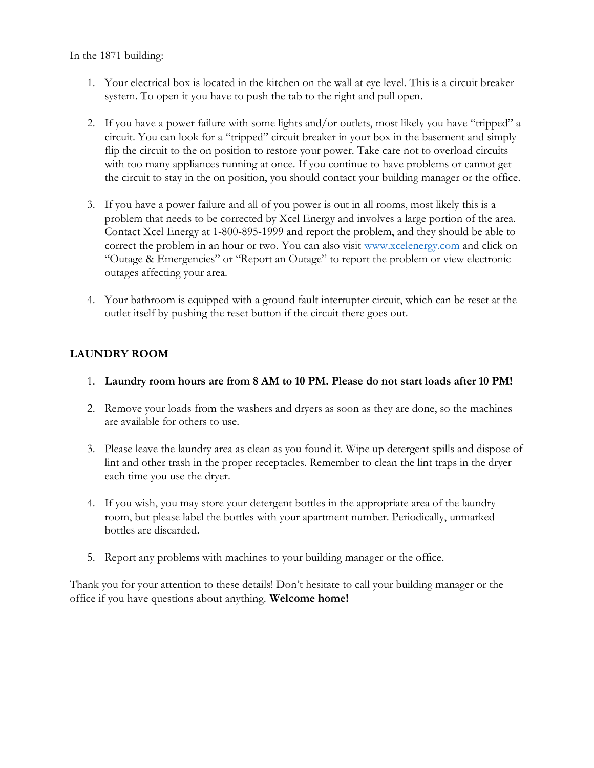In the 1871 building:

1. Your electrical box is located in the kitchen on the wall at eye level. This is a circuit breaker system. To open it you have to push the tab to the right and pull open.

2. If you have a power failure with some lights and/or outlets, most likely you have "tripped" a circuit. You can look for a "tripped" circuit breaker in your box in the basement and simply flip the circuit to the on position to restore your power. Take care not to overload circuits with too many appliances running at once. If you continue to have problems or cannot get the circuit to stay in the on position, you should contact your building manager or the office.

3. If you have a power failure and all of you power is out in all rooms, most likely this is a problem that needs to be corrected by Xcel Energy and involves a large portion of the area. Contact Xcel Energy at 1-800-895-1999 and report the problem, and they should be able to correct the problem in an hour or two. You can also visit [www.xcelenergy.com](http://www.xcelenergy.com) and click on "Outage & Emergencies" or "Report an Outage" to report the problem or view electronic outages affecting your area.

4. Your bathroom is equipped with a ground fault interrupter circuit, which can be reset at the outlet itself by pushing the reset button if the circuit there goes out.

## LAUNDRY ROOM

1. **Laundry room hours are from 8 AM to 10 PM. Please do not start loads after 10 PM!**

2. Remove your loads from the washers and dryers as soon as they are done, so the machines are available for others to use.

3. Please leave the laundry area as clean as you found it. Wipe up detergent spills and dispose of lint and other trash in the proper receptacles. Remember to clean the lint traps in the dryer each time you use the dryer.

4. If you wish, you may store your detergent bottles in the appropriate area of the laundry room, but please label the bottles with your apartment number. Periodically, unmarked bottles are discarded.

5. Report any problems with machines to your building manager or the office.

Thank you for your attention to these details! Don't hesitate to call your building manager or the office if you have questions about anything. **Welcome home!**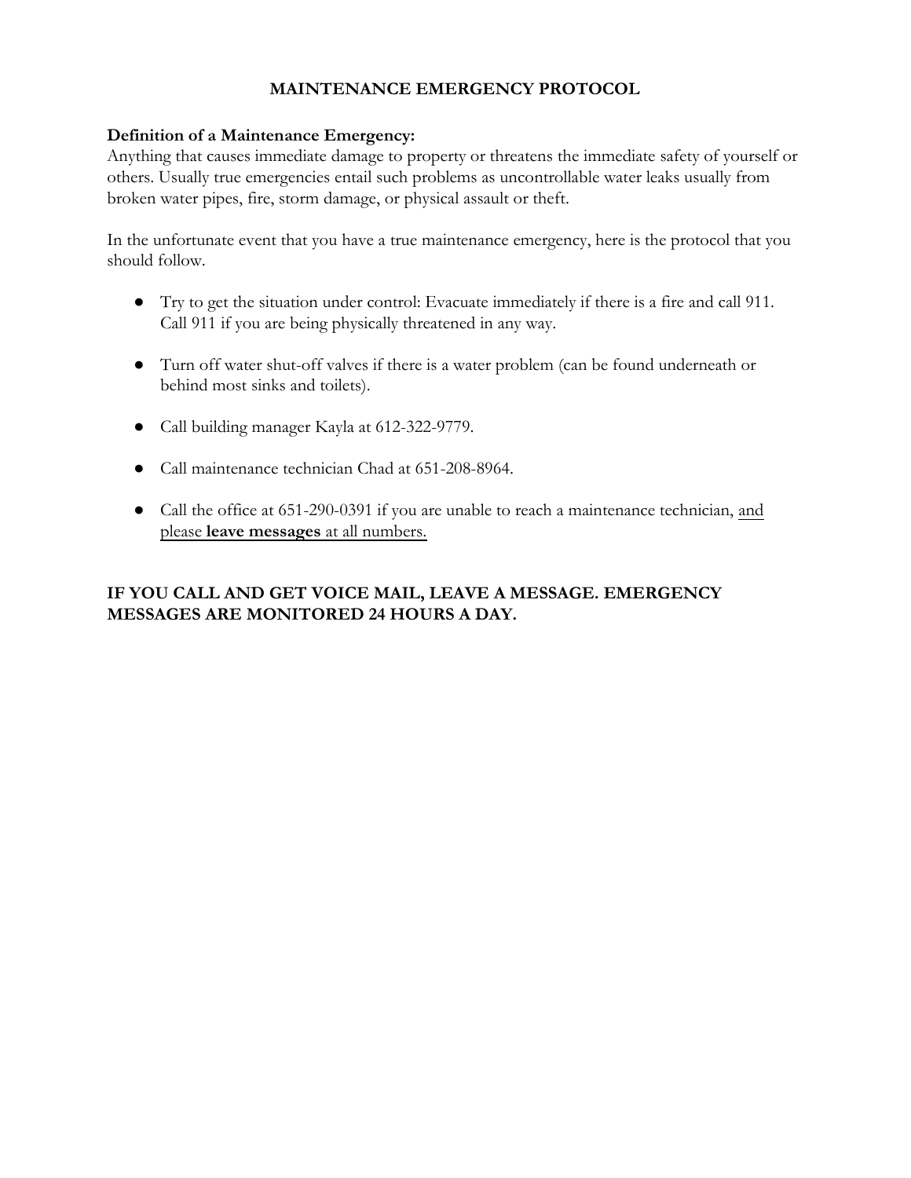# MAINTENANCE EMERGENCY PROTOCOL

**Definition of a Maintenance Emergency:**
Anything that causes immediate damage to property or threatens the immediate safety of yourself or others. Usually true emergencies entail such problems as uncontrollable water leaks usually from broken water pipes, fire, storm damage, or physical assault or theft.

In the unfortunate event that you have a true maintenance emergency, here is the protocol that you should follow.

- Try to get the situation under control: Evacuate immediately if there is a fire and call 911. Call 911 if you are being physically threatened in any way.

- Turn off water shut-off valves if there is a water problem (can be found underneath or behind most sinks and toilets).

- Call building manager Kayla at 612-322-9779.

- Call maintenance technician Chad at 651-208-8964.

- Call the office at 651-290-0391 if you are unable to reach a maintenance technician, <u>and please **leave messages** at all numbers.</u>

**IF YOU CALL AND GET VOICE MAIL, LEAVE A MESSAGE. EMERGENCY MESSAGES ARE MONITORED 24 HOURS A DAY.**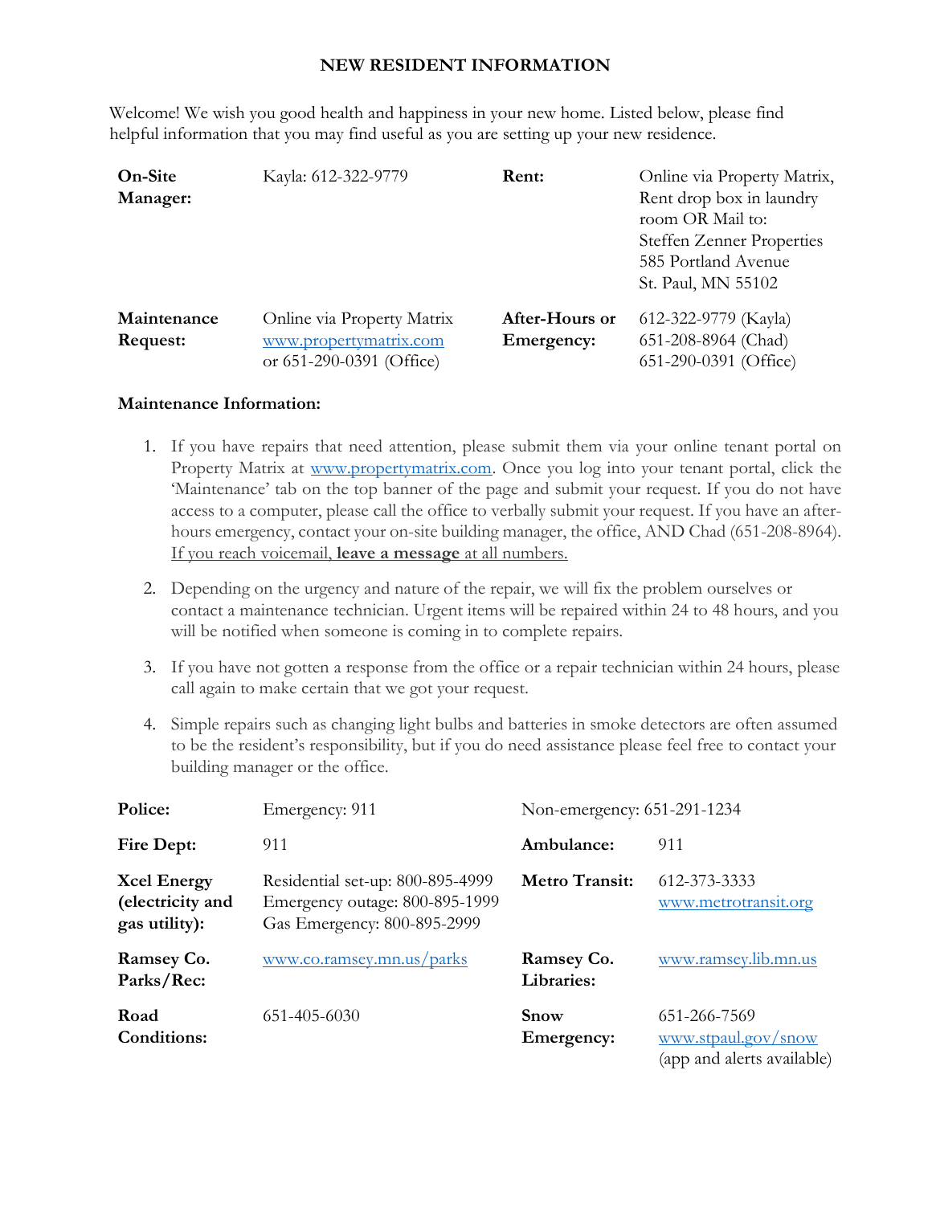# NEW RESIDENT INFORMATION

Welcome! We wish you good health and happiness in your new home. Listed below, please find helpful information that you may find useful as you are setting up your new residence.

| | | | |
|---|---|---|---|
| **On-Site Manager:** | Kayla: 612-322-9779 | **Rent:** | Online via Property Matrix, Rent drop box in laundry room OR Mail to: Steffen Zenner Properties 585 Portland Avenue St. Paul, MN 55102 |
| **Maintenance Request:** | Online via Property Matrix www.propertymatrix.com or 651-290-0391 (Office) | **After-Hours or Emergency:** | 612-322-9779 (Kayla) 651-208-8964 (Chad) 651-290-0391 (Office) |

**Maintenance Information:**

1. If you have repairs that need attention, please submit them via your online tenant portal on Property Matrix at www.propertymatrix.com. Once you log into your tenant portal, click the 'Maintenance' tab on the top banner of the page and submit your request. If you do not have access to a computer, please call the office to verbally submit your request. If you have an after-hours emergency, contact your on-site building manager, the office, AND Chad (651-208-8964). If you reach voicemail, **leave a message** at all numbers.

2. Depending on the urgency and nature of the repair, we will fix the problem ourselves or contact a maintenance technician. Urgent items will be repaired within 24 to 48 hours, and you will be notified when someone is coming in to complete repairs.

3. If you have not gotten a response from the office or a repair technician within 24 hours, please call again to make certain that we got your request.

4. Simple repairs such as changing light bulbs and batteries in smoke detectors are often assumed to be the resident's responsibility, but if you do need assistance please feel free to contact your building manager or the office.

| | | | |
|---|---|---|---|
| **Police:** | Emergency: 911 | Non-emergency: 651-291-1234 | |
| **Fire Dept:** | 911 | **Ambulance:** | 911 |
| **Xcel Energy (electricity and gas utility):** | Residential set-up: 800-895-4999 Emergency outage: 800-895-1999 Gas Emergency: 800-895-2999 | **Metro Transit:** | 612-373-3333 www.metrotransit.org |
| **Ramsey Co. Parks/Rec:** | www.co.ramsey.mn.us/parks | **Ramsey Co. Libraries:** | www.ramsey.lib.mn.us |
| **Road Conditions:** | 651-405-6030 | **Snow Emergency:** | 651-266-7569 www.stpaul.gov/snow (app and alerts available) |